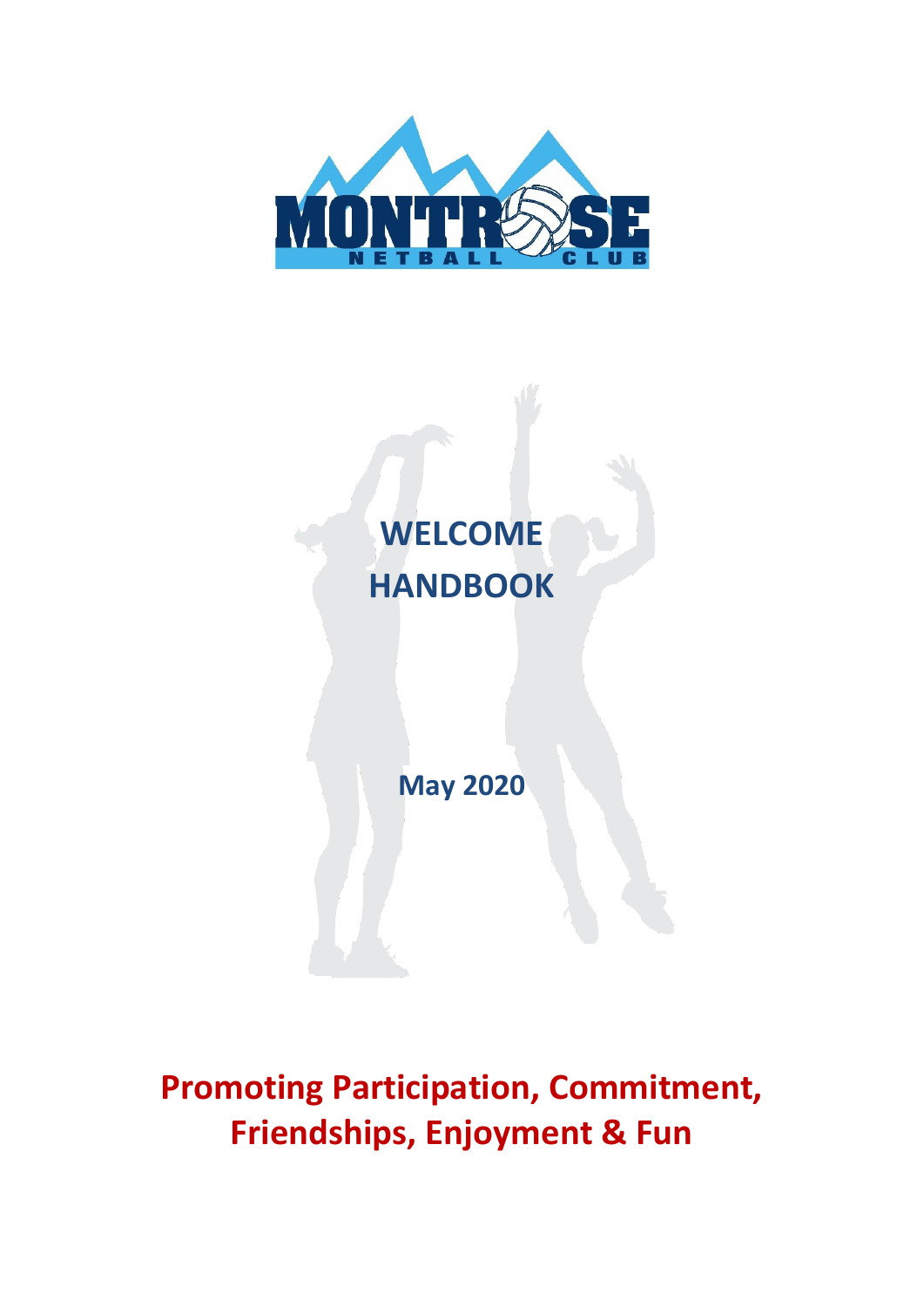MONTROSE NETBALL CLUB

# WELCOME HANDBOOK

**May 2020**

**Promoting Participation, Commitment, Friendships, Enjoyment & Fun**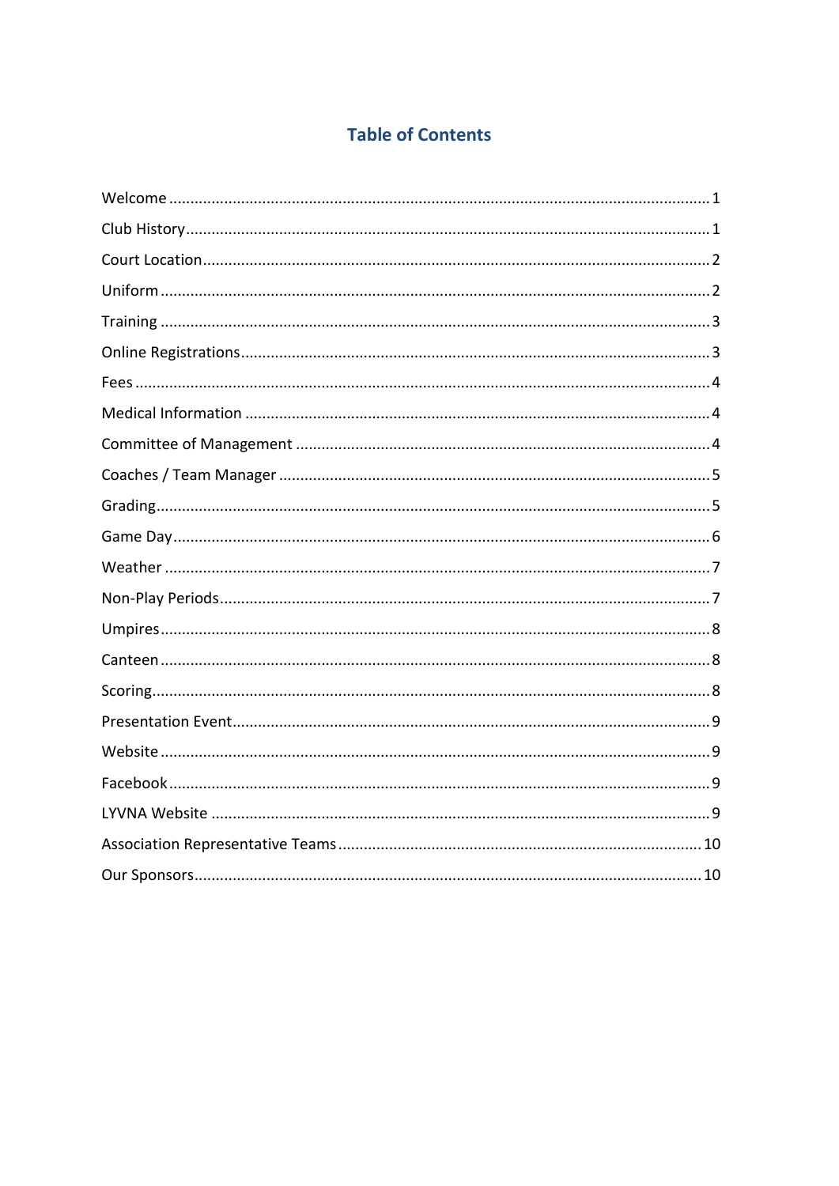# Table of Contents

Welcome ........................................................................................................................ 1

Club History .................................................................................................................... 1

Court Location ................................................................................................................. 2

Uniform .......................................................................................................................... 2

Training .......................................................................................................................... 3

Online Registrations ........................................................................................................ 3

Fees ................................................................................................................................ 4

Medical Information ........................................................................................................ 4

Committee of Management ............................................................................................ 4

Coaches / Team Manager ................................................................................................ 5

Grading ........................................................................................................................... 5

Game Day ....................................................................................................................... 6

Weather .......................................................................................................................... 7

Non-Play Periods ............................................................................................................. 7

Umpires .......................................................................................................................... 8

Canteen .......................................................................................................................... 8

Scoring ............................................................................................................................ 8

Presentation Event .......................................................................................................... 9

Website ........................................................................................................................... 9

Facebook ......................................................................................................................... 9

LYVNA Website ................................................................................................................ 9

Association Representative Teams ................................................................................ 10

Our Sponsors ................................................................................................................. 10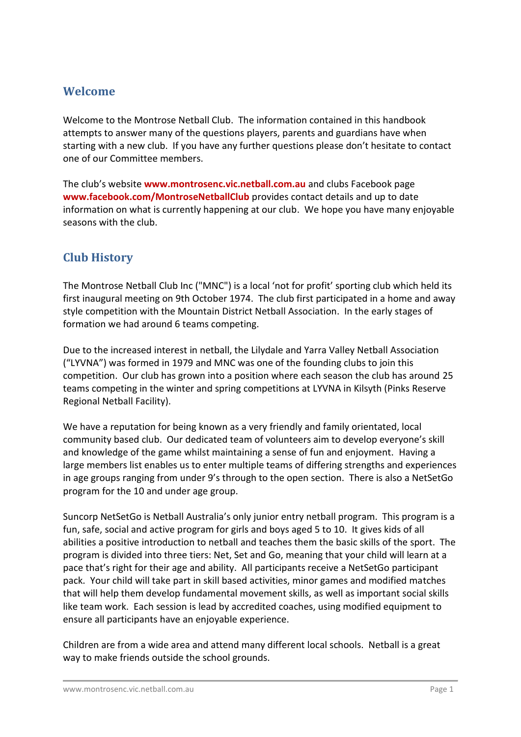## Welcome

Welcome to the Montrose Netball Club. The information contained in this handbook attempts to answer many of the questions players, parents and guardians have when starting with a new club. If you have any further questions please don't hesitate to contact one of our Committee members.

The club's website **www.montrosenc.vic.netball.com.au** and clubs Facebook page **www.facebook.com/MontroseNetballClub** provides contact details and up to date information on what is currently happening at our club. We hope you have many enjoyable seasons with the club.

## Club History

The Montrose Netball Club Inc ("MNC") is a local 'not for profit' sporting club which held its first inaugural meeting on 9th October 1974. The club first participated in a home and away style competition with the Mountain District Netball Association. In the early stages of formation we had around 6 teams competing.

Due to the increased interest in netball, the Lilydale and Yarra Valley Netball Association ("LYVNA") was formed in 1979 and MNC was one of the founding clubs to join this competition. Our club has grown into a position where each season the club has around 25 teams competing in the winter and spring competitions at LYVNA in Kilsyth (Pinks Reserve Regional Netball Facility).

We have a reputation for being known as a very friendly and family orientated, local community based club. Our dedicated team of volunteers aim to develop everyone's skill and knowledge of the game whilst maintaining a sense of fun and enjoyment. Having a large members list enables us to enter multiple teams of differing strengths and experiences in age groups ranging from under 9's through to the open section. There is also a NetSetGo program for the 10 and under age group.

Suncorp NetSetGo is Netball Australia's only junior entry netball program. This program is a fun, safe, social and active program for girls and boys aged 5 to 10. It gives kids of all abilities a positive introduction to netball and teaches them the basic skills of the sport. The program is divided into three tiers: Net, Set and Go, meaning that your child will learn at a pace that's right for their age and ability. All participants receive a NetSetGo participant pack. Your child will take part in skill based activities, minor games and modified matches that will help them develop fundamental movement skills, as well as important social skills like team work. Each session is lead by accredited coaches, using modified equipment to ensure all participants have an enjoyable experience.

Children are from a wide area and attend many different local schools. Netball is a great way to make friends outside the school grounds.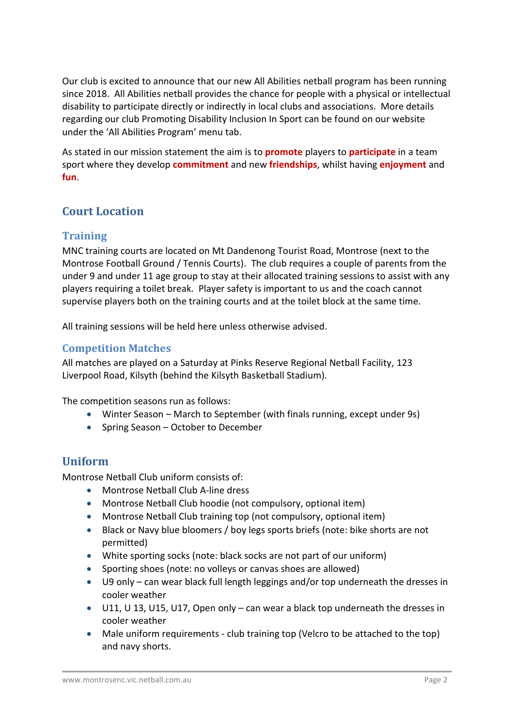Our club is excited to announce that our new All Abilities netball program has been running since 2018. All Abilities netball provides the chance for people with a physical or intellectual disability to participate directly or indirectly in local clubs and associations. More details regarding our club Promoting Disability Inclusion In Sport can be found on our website under the 'All Abilities Program' menu tab.

As stated in our mission statement the aim is to **promote** players to **participate** in a team sport where they develop **commitment** and new **friendships**, whilst having **enjoyment** and **fun**.

## Court Location

### Training

MNC training courts are located on Mt Dandenong Tourist Road, Montrose (next to the Montrose Football Ground / Tennis Courts). The club requires a couple of parents from the under 9 and under 11 age group to stay at their allocated training sessions to assist with any players requiring a toilet break. Player safety is important to us and the coach cannot supervise players both on the training courts and at the toilet block at the same time.

All training sessions will be held here unless otherwise advised.

### Competition Matches

All matches are played on a Saturday at Pinks Reserve Regional Netball Facility, 123 Liverpool Road, Kilsyth (behind the Kilsyth Basketball Stadium).

The competition seasons run as follows:

- Winter Season – March to September (with finals running, except under 9s)
- Spring Season – October to December

## Uniform

Montrose Netball Club uniform consists of:

- Montrose Netball Club A-line dress
- Montrose Netball Club hoodie (not compulsory, optional item)
- Montrose Netball Club training top (not compulsory, optional item)
- Black or Navy blue bloomers / boy legs sports briefs (note: bike shorts are not permitted)
- White sporting socks (note: black socks are not part of our uniform)
- Sporting shoes (note: no volleys or canvas shoes are allowed)
- U9 only – can wear black full length leggings and/or top underneath the dresses in cooler weather
- U11, U 13, U15, U17, Open only – can wear a black top underneath the dresses in cooler weather
- Male uniform requirements - club training top (Velcro to be attached to the top) and navy shorts.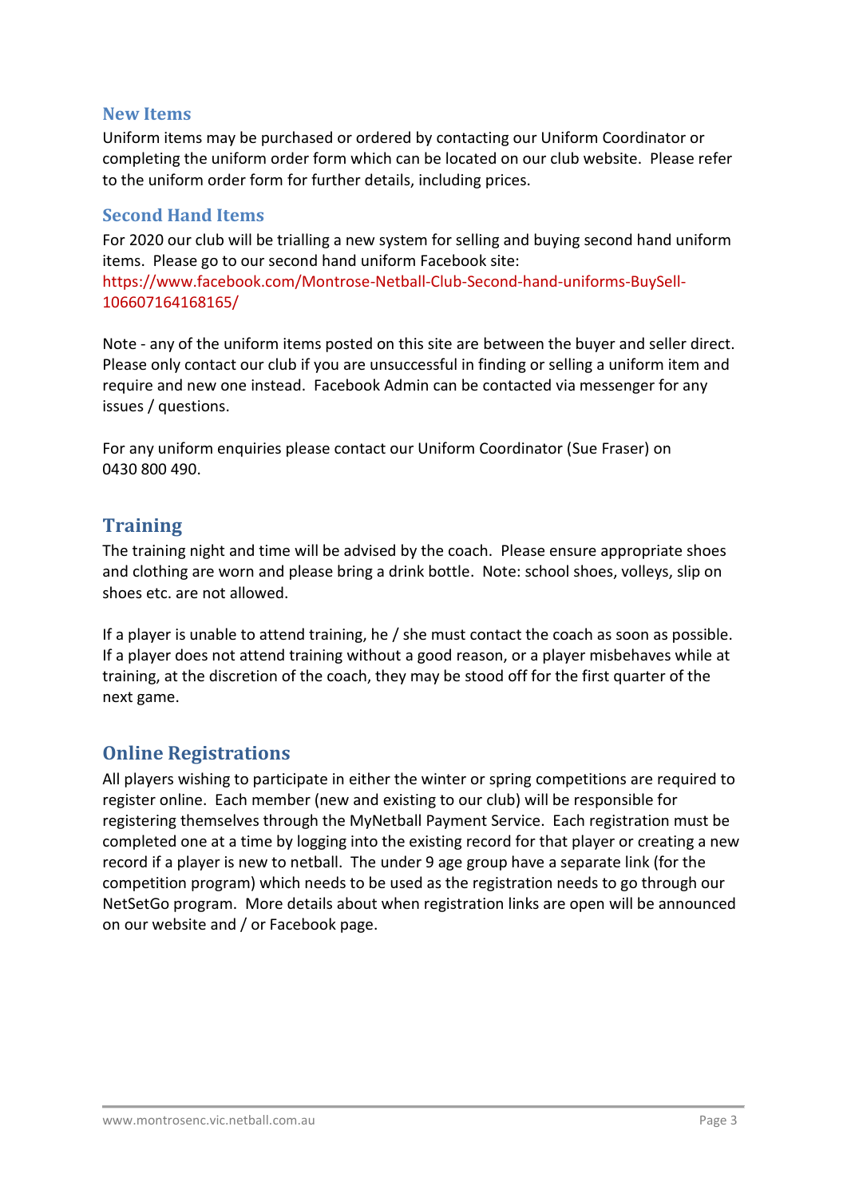### New Items

Uniform items may be purchased or ordered by contacting our Uniform Coordinator or completing the uniform order form which can be located on our club website. Please refer to the uniform order form for further details, including prices.

### Second Hand Items

For 2020 our club will be trialling a new system for selling and buying second hand uniform items. Please go to our second hand uniform Facebook site:
https://www.facebook.com/Montrose-Netball-Club-Second-hand-uniforms-BuySell-106607164168165/

Note - any of the uniform items posted on this site are between the buyer and seller direct. Please only contact our club if you are unsuccessful in finding or selling a uniform item and require and new one instead. Facebook Admin can be contacted via messenger for any issues / questions.

For any uniform enquiries please contact our Uniform Coordinator (Sue Fraser) on 0430 800 490.

## Training

The training night and time will be advised by the coach. Please ensure appropriate shoes and clothing are worn and please bring a drink bottle. Note: school shoes, volleys, slip on shoes etc. are not allowed.

If a player is unable to attend training, he / she must contact the coach as soon as possible. If a player does not attend training without a good reason, or a player misbehaves while at training, at the discretion of the coach, they may be stood off for the first quarter of the next game.

## Online Registrations

All players wishing to participate in either the winter or spring competitions are required to register online. Each member (new and existing to our club) will be responsible for registering themselves through the MyNetball Payment Service. Each registration must be completed one at a time by logging into the existing record for that player or creating a new record if a player is new to netball. The under 9 age group have a separate link (for the competition program) which needs to be used as the registration needs to go through our NetSetGo program. More details about when registration links are open will be announced on our website and / or Facebook page.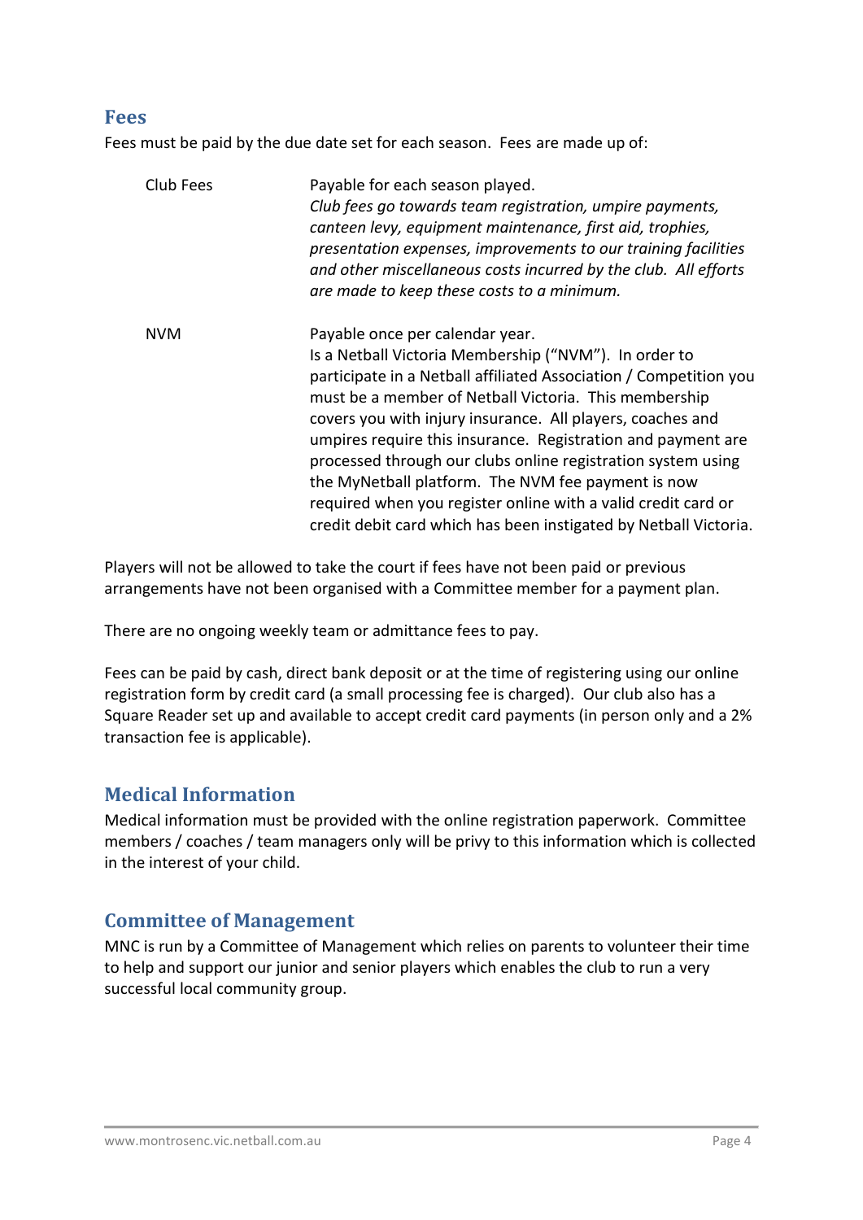## Fees

Fees must be paid by the due date set for each season. Fees are made up of:

| | |
|---|---|
| Club Fees | Payable for each season played. *Club fees go towards team registration, umpire payments, canteen levy, equipment maintenance, first aid, trophies, presentation expenses, improvements to our training facilities and other miscellaneous costs incurred by the club. All efforts are made to keep these costs to a minimum.* |
| NVM | Payable once per calendar year. Is a Netball Victoria Membership ("NVM"). In order to participate in a Netball affiliated Association / Competition you must be a member of Netball Victoria. This membership covers you with injury insurance. All players, coaches and umpires require this insurance. Registration and payment are processed through our clubs online registration system using the MyNetball platform. The NVM fee payment is now required when you register online with a valid credit card or credit debit card which has been instigated by Netball Victoria. |

Players will not be allowed to take the court if fees have not been paid or previous arrangements have not been organised with a Committee member for a payment plan.

There are no ongoing weekly team or admittance fees to pay.

Fees can be paid by cash, direct bank deposit or at the time of registering using our online registration form by credit card (a small processing fee is charged). Our club also has a Square Reader set up and available to accept credit card payments (in person only and a 2% transaction fee is applicable).

## Medical Information

Medical information must be provided with the online registration paperwork. Committee members / coaches / team managers only will be privy to this information which is collected in the interest of your child.

## Committee of Management

MNC is run by a Committee of Management which relies on parents to volunteer their time to help and support our junior and senior players which enables the club to run a very successful local community group.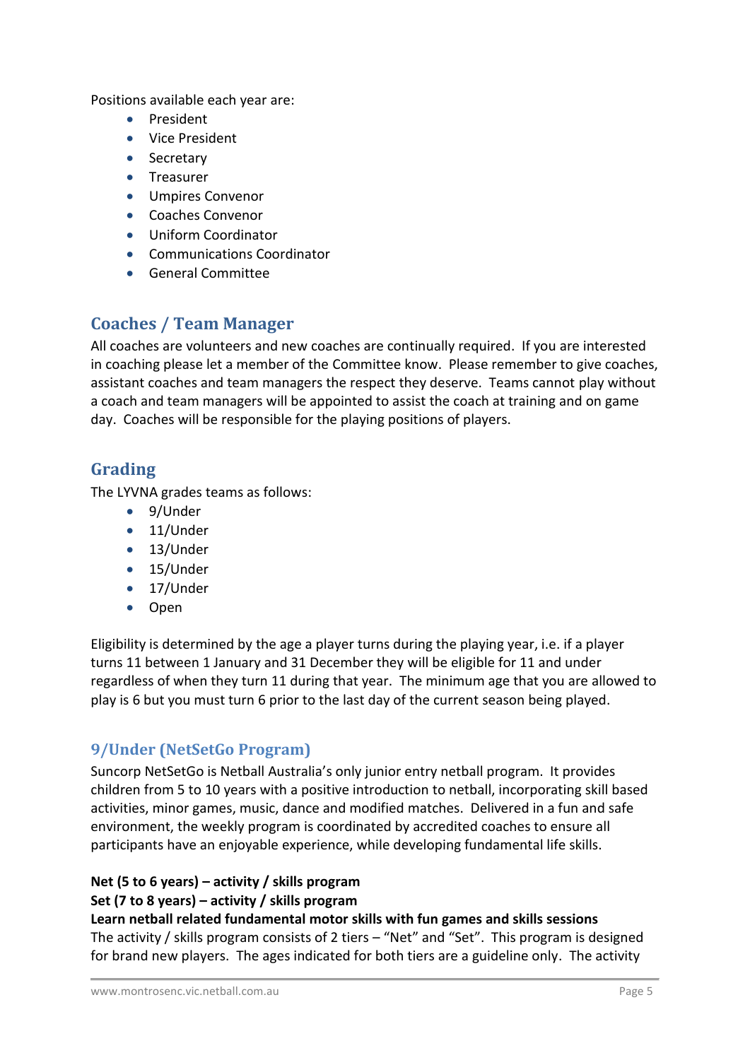Positions available each year are:

- President
- Vice President
- Secretary
- Treasurer
- Umpires Convenor
- Coaches Convenor
- Uniform Coordinator
- Communications Coordinator
- General Committee

## Coaches / Team Manager

All coaches are volunteers and new coaches are continually required. If you are interested in coaching please let a member of the Committee know. Please remember to give coaches, assistant coaches and team managers the respect they deserve. Teams cannot play without a coach and team managers will be appointed to assist the coach at training and on game day. Coaches will be responsible for the playing positions of players.

## Grading

The LYVNA grades teams as follows:

- 9/Under
- 11/Under
- 13/Under
- 15/Under
- 17/Under
- Open

Eligibility is determined by the age a player turns during the playing year, i.e. if a player turns 11 between 1 January and 31 December they will be eligible for 11 and under regardless of when they turn 11 during that year. The minimum age that you are allowed to play is 6 but you must turn 6 prior to the last day of the current season being played.

### 9/Under (NetSetGo Program)

Suncorp NetSetGo is Netball Australia's only junior entry netball program. It provides children from 5 to 10 years with a positive introduction to netball, incorporating skill based activities, minor games, music, dance and modified matches. Delivered in a fun and safe environment, the weekly program is coordinated by accredited coaches to ensure all participants have an enjoyable experience, while developing fundamental life skills.

**Net (5 to 6 years) – activity / skills program**
**Set (7 to 8 years) – activity / skills program**
**Learn netball related fundamental motor skills with fun games and skills sessions**
The activity / skills program consists of 2 tiers – "Net" and "Set". This program is designed for brand new players. The ages indicated for both tiers are a guideline only. The activity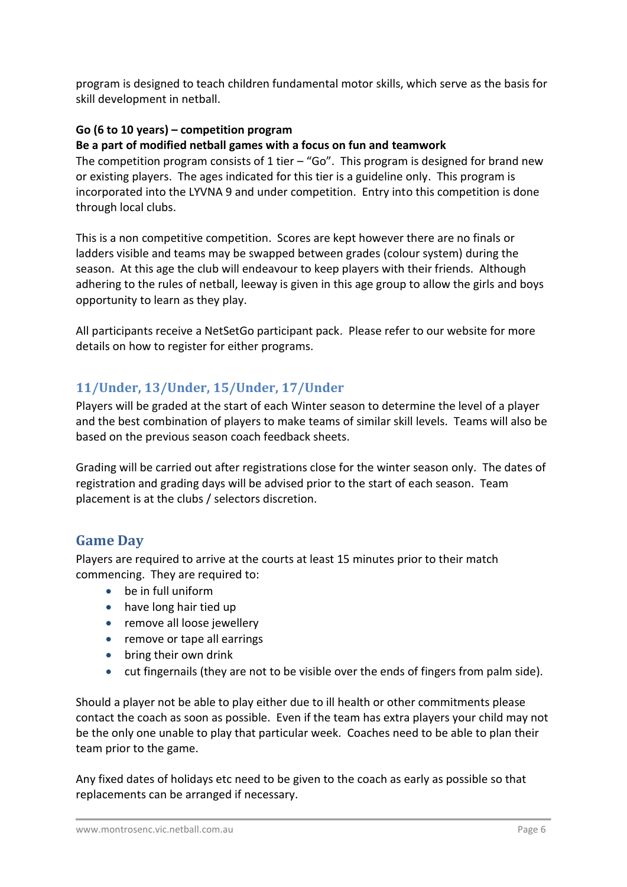program is designed to teach children fundamental motor skills, which serve as the basis for skill development in netball.

**Go (6 to 10 years) – competition program**
**Be a part of modified netball games with a focus on fun and teamwork**
The competition program consists of 1 tier – "Go". This program is designed for brand new or existing players. The ages indicated for this tier is a guideline only. This program is incorporated into the LYVNA 9 and under competition. Entry into this competition is done through local clubs.

This is a non competitive competition. Scores are kept however there are no finals or ladders visible and teams may be swapped between grades (colour system) during the season. At this age the club will endeavour to keep players with their friends. Although adhering to the rules of netball, leeway is given in this age group to allow the girls and boys opportunity to learn as they play.

All participants receive a NetSetGo participant pack. Please refer to our website for more details on how to register for either programs.

## 11/Under, 13/Under, 15/Under, 17/Under

Players will be graded at the start of each Winter season to determine the level of a player and the best combination of players to make teams of similar skill levels. Teams will also be based on the previous season coach feedback sheets.

Grading will be carried out after registrations close for the winter season only. The dates of registration and grading days will be advised prior to the start of each season. Team placement is at the clubs / selectors discretion.

## Game Day

Players are required to arrive at the courts at least 15 minutes prior to their match commencing. They are required to:

- be in full uniform
- have long hair tied up
- remove all loose jewellery
- remove or tape all earrings
- bring their own drink
- cut fingernails (they are not to be visible over the ends of fingers from palm side).

Should a player not be able to play either due to ill health or other commitments please contact the coach as soon as possible. Even if the team has extra players your child may not be the only one unable to play that particular week. Coaches need to be able to plan their team prior to the game.

Any fixed dates of holidays etc need to be given to the coach as early as possible so that replacements can be arranged if necessary.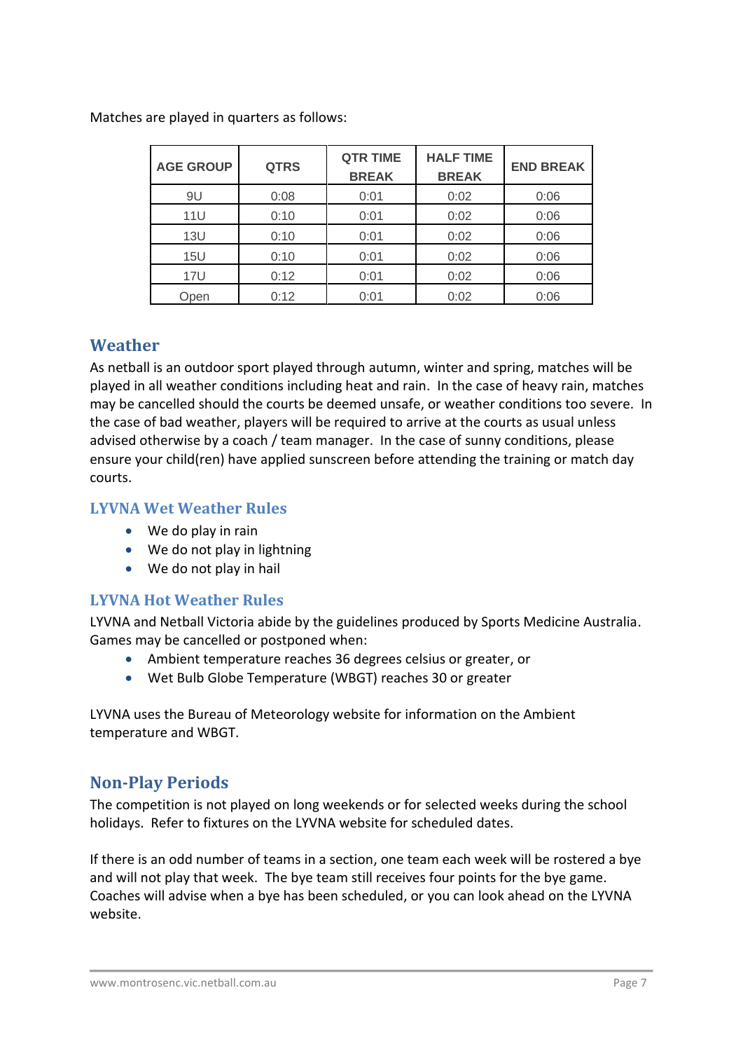Matches are played in quarters as follows:

| AGE GROUP | QTRS | QTR TIME BREAK | HALF TIME BREAK | END BREAK |
|---|---|---|---|---|
| 9U | 0:08 | 0:01 | 0:02 | 0:06 |
| 11U | 0:10 | 0:01 | 0:02 | 0:06 |
| 13U | 0:10 | 0:01 | 0:02 | 0:06 |
| 15U | 0:10 | 0:01 | 0:02 | 0:06 |
| 17U | 0:12 | 0:01 | 0:02 | 0:06 |
| Open | 0:12 | 0:01 | 0:02 | 0:06 |

## Weather

As netball is an outdoor sport played through autumn, winter and spring, matches will be played in all weather conditions including heat and rain. In the case of heavy rain, matches may be cancelled should the courts be deemed unsafe, or weather conditions too severe. In the case of bad weather, players will be required to arrive at the courts as usual unless advised otherwise by a coach / team manager. In the case of sunny conditions, please ensure your child(ren) have applied sunscreen before attending the training or match day courts.

### LYVNA Wet Weather Rules

- We do play in rain
- We do not play in lightning
- We do not play in hail

### LYVNA Hot Weather Rules

LYVNA and Netball Victoria abide by the guidelines produced by Sports Medicine Australia. Games may be cancelled or postponed when:

- Ambient temperature reaches 36 degrees celsius or greater, or
- Wet Bulb Globe Temperature (WBGT) reaches 30 or greater

LYVNA uses the Bureau of Meteorology website for information on the Ambient temperature and WBGT.

## Non-Play Periods

The competition is not played on long weekends or for selected weeks during the school holidays. Refer to fixtures on the LYVNA website for scheduled dates.

If there is an odd number of teams in a section, one team each week will be rostered a bye and will not play that week. The bye team still receives four points for the bye game. Coaches will advise when a bye has been scheduled, or you can look ahead on the LYVNA website.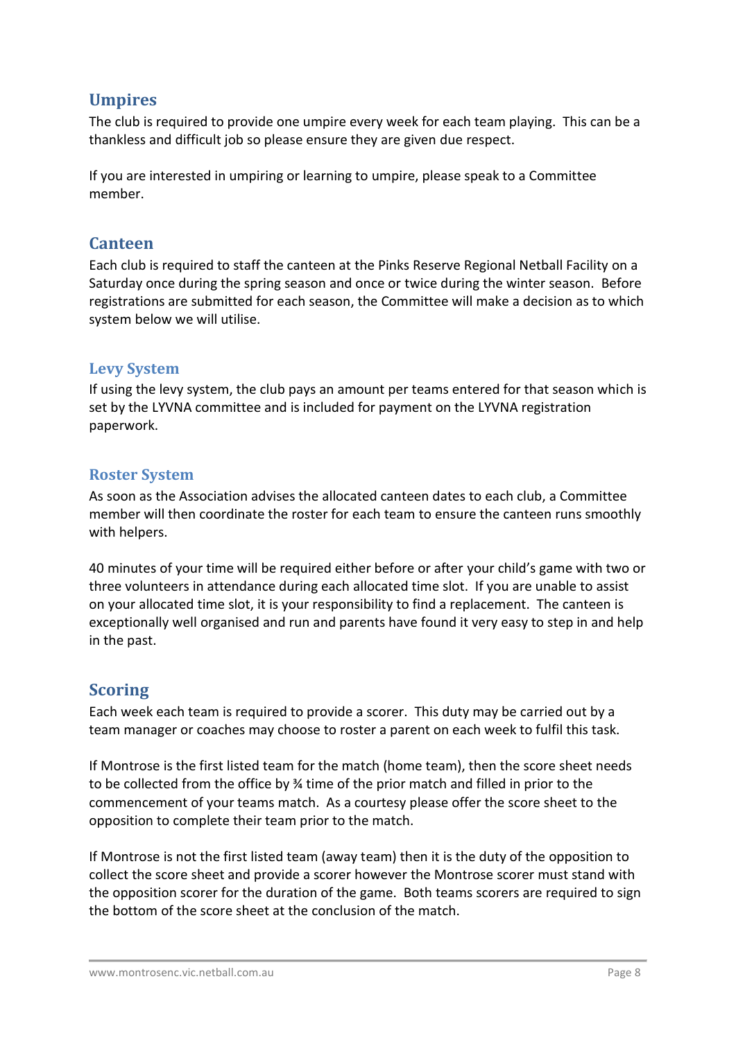## Umpires

The club is required to provide one umpire every week for each team playing. This can be a thankless and difficult job so please ensure they are given due respect.

If you are interested in umpiring or learning to umpire, please speak to a Committee member.

## Canteen

Each club is required to staff the canteen at the Pinks Reserve Regional Netball Facility on a Saturday once during the spring season and once or twice during the winter season. Before registrations are submitted for each season, the Committee will make a decision as to which system below we will utilise.

### Levy System

If using the levy system, the club pays an amount per teams entered for that season which is set by the LYVNA committee and is included for payment on the LYVNA registration paperwork.

### Roster System

As soon as the Association advises the allocated canteen dates to each club, a Committee member will then coordinate the roster for each team to ensure the canteen runs smoothly with helpers.

40 minutes of your time will be required either before or after your child's game with two or three volunteers in attendance during each allocated time slot. If you are unable to assist on your allocated time slot, it is your responsibility to find a replacement. The canteen is exceptionally well organised and run and parents have found it very easy to step in and help in the past.

## Scoring

Each week each team is required to provide a scorer. This duty may be carried out by a team manager or coaches may choose to roster a parent on each week to fulfil this task.

If Montrose is the first listed team for the match (home team), then the score sheet needs to be collected from the office by ¾ time of the prior match and filled in prior to the commencement of your teams match. As a courtesy please offer the score sheet to the opposition to complete their team prior to the match.

If Montrose is not the first listed team (away team) then it is the duty of the opposition to collect the score sheet and provide a scorer however the Montrose scorer must stand with the opposition scorer for the duration of the game. Both teams scorers are required to sign the bottom of the score sheet at the conclusion of the match.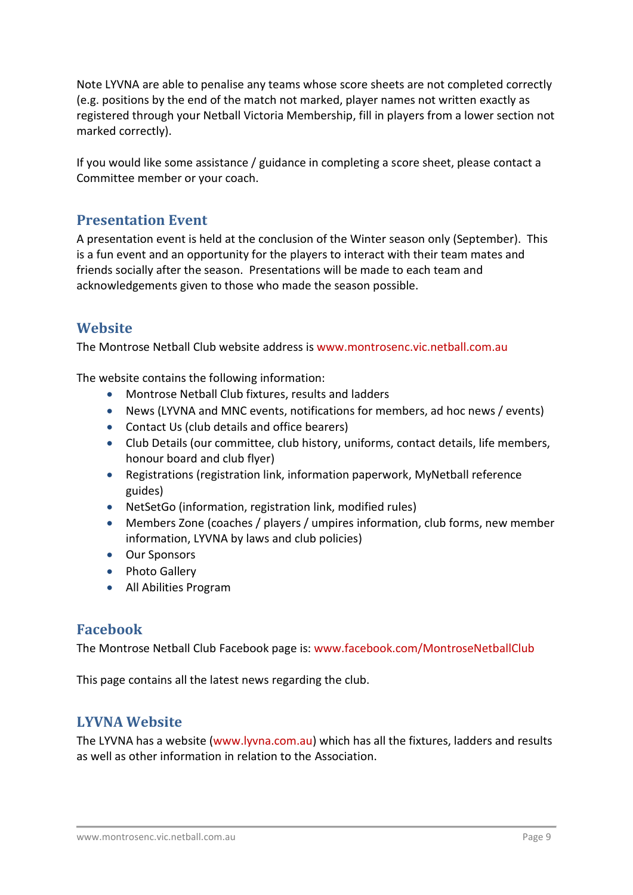Note LYVNA are able to penalise any teams whose score sheets are not completed correctly (e.g. positions by the end of the match not marked, player names not written exactly as registered through your Netball Victoria Membership, fill in players from a lower section not marked correctly).

If you would like some assistance / guidance in completing a score sheet, please contact a Committee member or your coach.

## Presentation Event

A presentation event is held at the conclusion of the Winter season only (September). This is a fun event and an opportunity for the players to interact with their team mates and friends socially after the season. Presentations will be made to each team and acknowledgements given to those who made the season possible.

## Website

The Montrose Netball Club website address is www.montrosenc.vic.netball.com.au

The website contains the following information:

- Montrose Netball Club fixtures, results and ladders
- News (LYVNA and MNC events, notifications for members, ad hoc news / events)
- Contact Us (club details and office bearers)
- Club Details (our committee, club history, uniforms, contact details, life members, honour board and club flyer)
- Registrations (registration link, information paperwork, MyNetball reference guides)
- NetSetGo (information, registration link, modified rules)
- Members Zone (coaches / players / umpires information, club forms, new member information, LYVNA by laws and club policies)
- Our Sponsors
- Photo Gallery
- All Abilities Program

## Facebook

The Montrose Netball Club Facebook page is: www.facebook.com/MontroseNetballClub

This page contains all the latest news regarding the club.

## LYVNA Website

The LYVNA has a website (www.lyvna.com.au) which has all the fixtures, ladders and results as well as other information in relation to the Association.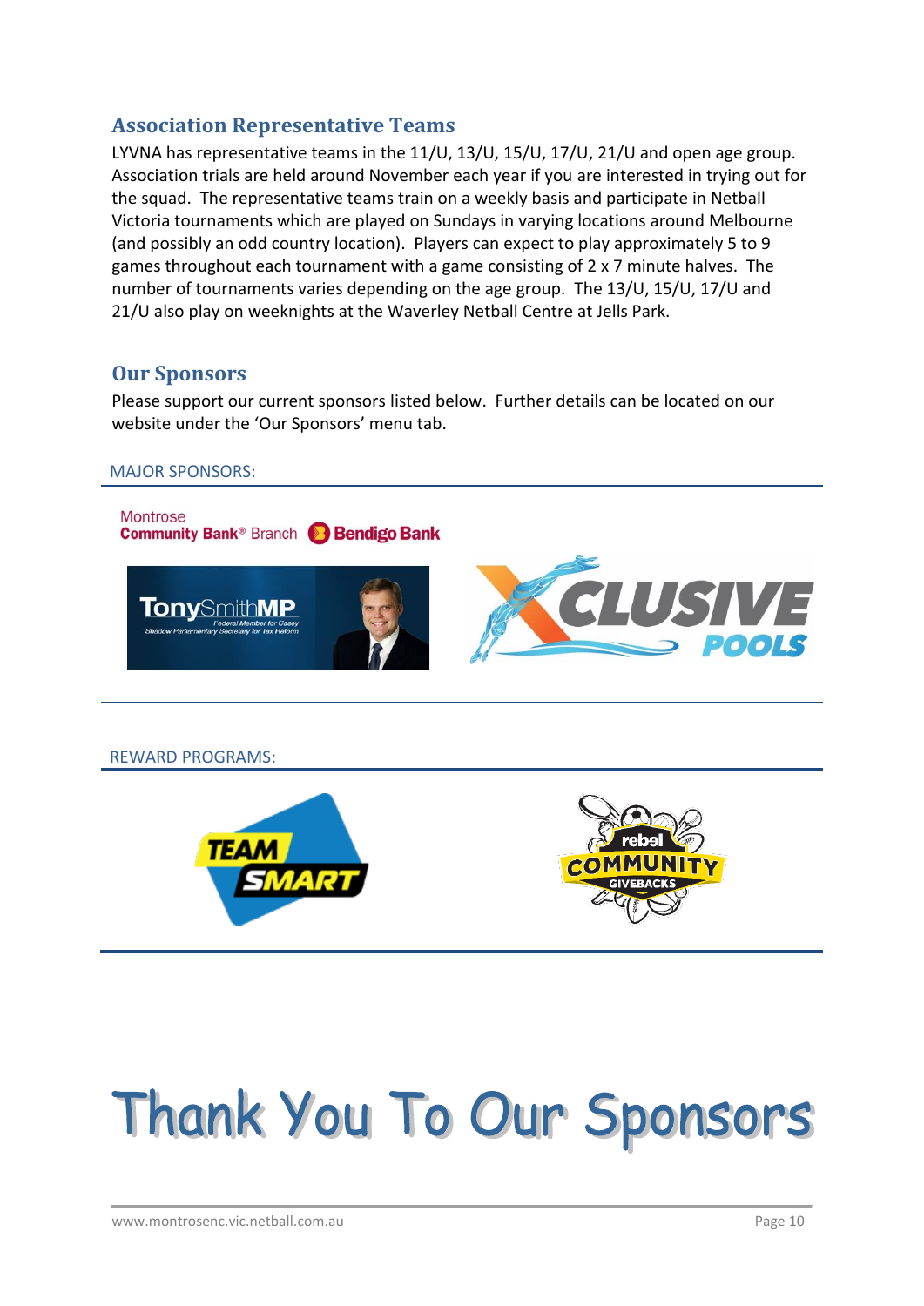## Association Representative Teams

LYVNA has representative teams in the 11/U, 13/U, 15/U, 17/U, 21/U and open age group. Association trials are held around November each year if you are interested in trying out for the squad. The representative teams train on a weekly basis and participate in Netball Victoria tournaments which are played on Sundays in varying locations around Melbourne (and possibly an odd country location). Players can expect to play approximately 5 to 9 games throughout each tournament with a game consisting of 2 x 7 minute halves. The number of tournaments varies depending on the age group. The 13/U, 15/U, 17/U and 21/U also play on weeknights at the Waverley Netball Centre at Jells Park.

## Our Sponsors

Please support our current sponsors listed below. Further details can be located on our website under the 'Our Sponsors' menu tab.

MAJOR SPONSORS:

Montrose Community Bank® Branch Bendigo Bank

TonySmithMP Federal Member for Casey Shadow Parliamentary Secretary for Tax Reform

XCLUSIVE POOLS

REWARD PROGRAMS:

TEAM SMART

rebel COMMUNITY GIVEBACKS

# Thank You To Our Sponsors

www.montrosenc.vic.netball.com.au